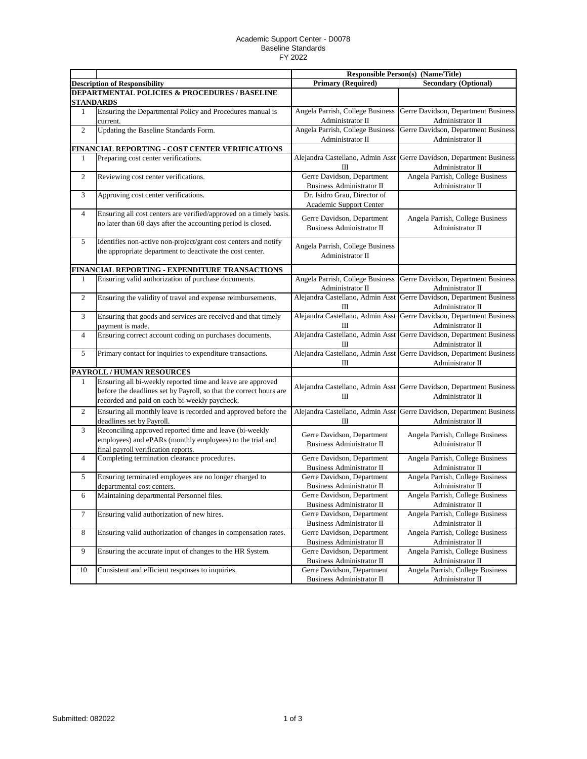Academic Support Center - D0078
Baseline Standards
FY 2022

| | | Responsible Person(s) (Name/Title) | |
|---|---|---|---|
| **Description of Responsibility** | | **Primary (Required)** | **Secondary (Optional)** |
| **DEPARTMENTAL POLICIES & PROCEDURES / BASELINE STANDARDS** | | | |
| 1 | Ensuring the Departmental Policy and Procedures manual is current. | Angela Parrish, College Business Administrator II | Gerre Davidson, Department Business Administrator II |
| 2 | Updating the Baseline Standards Form. | Angela Parrish, College Business Administrator II | Gerre Davidson, Department Business Administrator II |
| **FINANCIAL REPORTING - COST CENTER VERIFICATIONS** | | | |
| 1 | Preparing cost center verifications. | Alejandra Castellano, Admin Asst III | Gerre Davidson, Department Business Administrator II |
| 2 | Reviewing cost center verifications. | Gerre Davidson, Department Business Administrator II | Angela Parrish, College Business Administrator II |
| 3 | Approving cost center verifications. | Dr. Isidro Grau, Director of Academic Support Center | |
| 4 | Ensuring all cost centers are verified/approved on a timely basis. no later than 60 days after the accounting period is closed. | Gerre Davidson, Department Business Administrator II | Angela Parrish, College Business Administrator II |
| 5 | Identifies non-active non-project/grant cost centers and notify the appropriate department to deactivate the cost center. | Angela Parrish, College Business Administrator II | |
| **FINANCIAL REPORTING - EXPENDITURE TRANSACTIONS** | | | |
| 1 | Ensuring valid authorization of purchase documents. | Angela Parrish, College Business Administrator II | Gerre Davidson, Department Business Administrator II |
| 2 | Ensuring the validity of travel and expense reimbursements. | Alejandra Castellano, Admin Asst III | Gerre Davidson, Department Business Administrator II |
| 3 | Ensuring that goods and services are received and that timely payment is made. | Alejandra Castellano, Admin Asst III | Gerre Davidson, Department Business Administrator II |
| 4 | Ensuring correct account coding on purchases documents. | Alejandra Castellano, Admin Asst III | Gerre Davidson, Department Business Administrator II |
| 5 | Primary contact for inquiries to expenditure transactions. | Alejandra Castellano, Admin Asst III | Gerre Davidson, Department Business Administrator II |
| **PAYROLL / HUMAN RESOURCES** | | | |
| 1 | Ensuring all bi-weekly reported time and leave are approved before the deadlines set by Payroll, so that the correct hours are recorded and paid on each bi-weekly paycheck. | Alejandra Castellano, Admin Asst III | Gerre Davidson, Department Business Administrator II |
| 2 | Ensuring all monthly leave is recorded and approved before the deadlines set by Payroll. | Alejandra Castellano, Admin Asst III | Gerre Davidson, Department Business Administrator II |
| 3 | Reconciling approved reported time and leave (bi-weekly employees) and ePARs (monthly employees) to the trial and final payroll verification reports. | Gerre Davidson, Department Business Administrator II | Angela Parrish, College Business Administrator II |
| 4 | Completing termination clearance procedures. | Gerre Davidson, Department Business Administrator II | Angela Parrish, College Business Administrator II |
| 5 | Ensuring terminated employees are no longer charged to departmental cost centers. | Gerre Davidson, Department Business Administrator II | Angela Parrish, College Business Administrator II |
| 6 | Maintaining departmental Personnel files. | Gerre Davidson, Department Business Administrator II | Angela Parrish, College Business Administrator II |
| 7 | Ensuring valid authorization of new hires. | Gerre Davidson, Department Business Administrator II | Angela Parrish, College Business Administrator II |
| 8 | Ensuring valid authorization of changes in compensation rates. | Gerre Davidson, Department Business Administrator II | Angela Parrish, College Business Administrator II |
| 9 | Ensuring the accurate input of changes to the HR System. | Gerre Davidson, Department Business Administrator II | Angela Parrish, College Business Administrator II |
| 10 | Consistent and efficient responses to inquiries. | Gerre Davidson, Department Business Administrator II | Angela Parrish, College Business Administrator II |

Submitted: 082022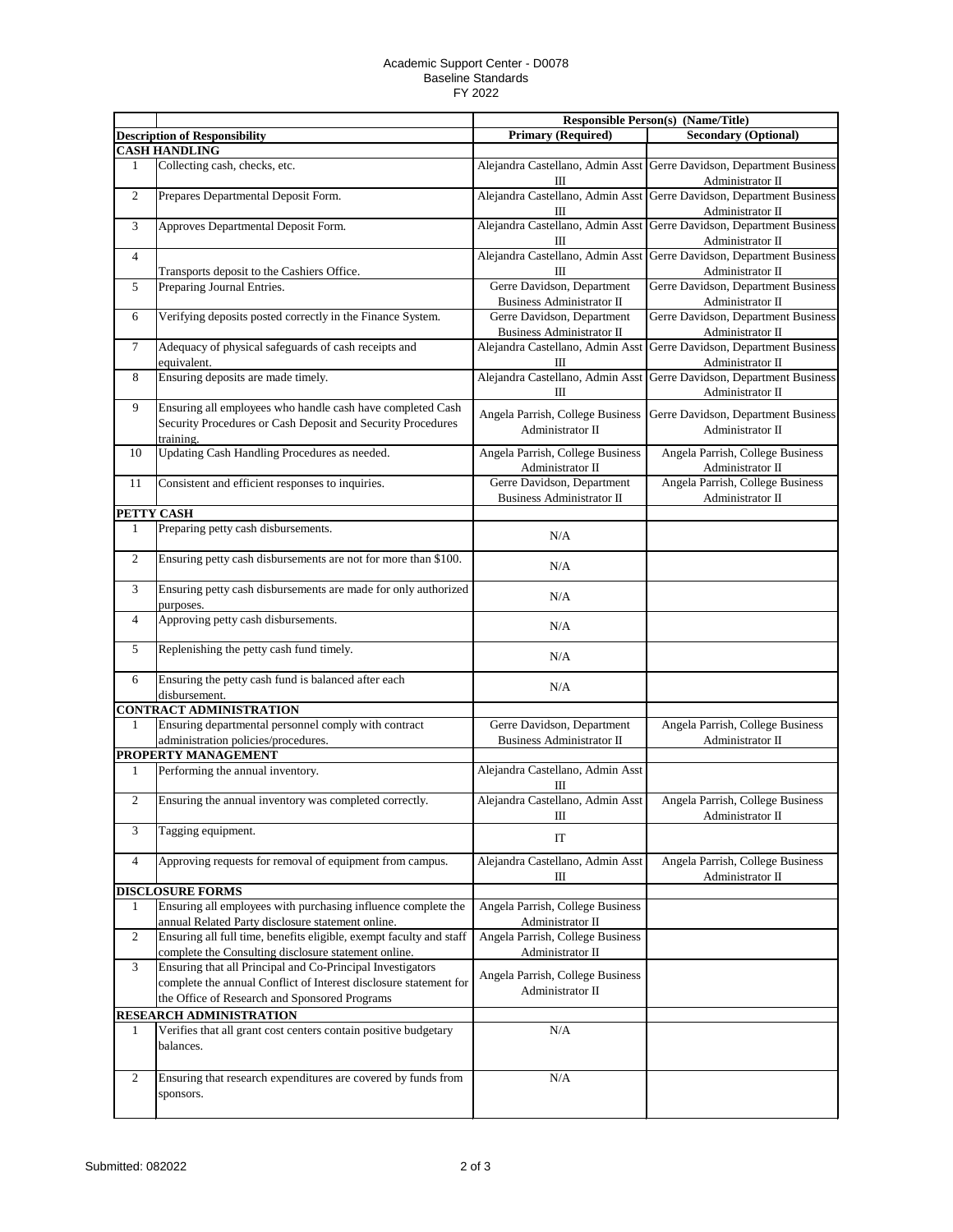Academic Support Center - D0078
Baseline Standards
FY 2022

| | | Responsible Person(s) (Name/Title) | |
|---|---|---|---|
| | **Description of Responsibility** | **Primary (Required)** | **Secondary (Optional)** |
| **CASH HANDLING** | | | |
| 1 | Collecting cash, checks, etc. | Alejandra Castellano, Admin Asst III | Gerre Davidson, Department Business Administrator II |
| 2 | Prepares Departmental Deposit Form. | Alejandra Castellano, Admin Asst III | Gerre Davidson, Department Business Administrator II |
| 3 | Approves Departmental Deposit Form. | Alejandra Castellano, Admin Asst III | Gerre Davidson, Department Business Administrator II |
| 4 | Transports deposit to the Cashiers Office. | Alejandra Castellano, Admin Asst III | Gerre Davidson, Department Business Administrator II |
| 5 | Preparing Journal Entries. | Gerre Davidson, Department Business Administrator II | Gerre Davidson, Department Business Administrator II |
| 6 | Verifying deposits posted correctly in the Finance System. | Gerre Davidson, Department Business Administrator II | Gerre Davidson, Department Business Administrator II |
| 7 | Adequacy of physical safeguards of cash receipts and equivalent. | Alejandra Castellano, Admin Asst III | Gerre Davidson, Department Business Administrator II |
| 8 | Ensuring deposits are made timely. | Alejandra Castellano, Admin Asst III | Gerre Davidson, Department Business Administrator II |
| 9 | Ensuring all employees who handle cash have completed Cash Security Procedures or Cash Deposit and Security Procedures training. | Angela Parrish, College Business Administrator II | Gerre Davidson, Department Business Administrator II |
| 10 | Updating Cash Handling Procedures as needed. | Angela Parrish, College Business Administrator II | Angela Parrish, College Business Administrator II |
| 11 | Consistent and efficient responses to inquiries. | Gerre Davidson, Department Business Administrator II | Angela Parrish, College Business Administrator II |
| **PETTY CASH** | | | |
| 1 | Preparing petty cash disbursements. | N/A | |
| 2 | Ensuring petty cash disbursements are not for more than $100. | N/A | |
| 3 | Ensuring petty cash disbursements are made for only authorized purposes. | N/A | |
| 4 | Approving petty cash disbursements. | N/A | |
| 5 | Replenishing the petty cash fund timely. | N/A | |
| 6 | Ensuring the petty cash fund is balanced after each disbursement. | N/A | |
| **CONTRACT ADMINISTRATION** | | | |
| 1 | Ensuring departmental personnel comply with contract administration policies/procedures. | Gerre Davidson, Department Business Administrator II | Angela Parrish, College Business Administrator II |
| **PROPERTY MANAGEMENT** | | | |
| 1 | Performing the annual inventory. | Alejandra Castellano, Admin Asst III | |
| 2 | Ensuring the annual inventory was completed correctly. | Alejandra Castellano, Admin Asst III | Angela Parrish, College Business Administrator II |
| 3 | Tagging equipment. | IT | |
| 4 | Approving requests for removal of equipment from campus. | Alejandra Castellano, Admin Asst III | Angela Parrish, College Business Administrator II |
| **DISCLOSURE FORMS** | | | |
| 1 | Ensuring all employees with purchasing influence complete the annual Related Party disclosure statement online. | Angela Parrish, College Business Administrator II | |
| 2 | Ensuring all full time, benefits eligible, exempt faculty and staff complete the Consulting disclosure statement online. | Angela Parrish, College Business Administrator II | |
| 3 | Ensuring that all Principal and Co-Principal Investigators complete the annual Conflict of Interest disclosure statement for the Office of Research and Sponsored Programs | Angela Parrish, College Business Administrator II | |
| **RESEARCH ADMINISTRATION** | | | |
| 1 | Verifies that all grant cost centers contain positive budgetary balances. | N/A | |
| 2 | Ensuring that research expenditures are covered by funds from sponsors. | N/A | |

Submitted: 082022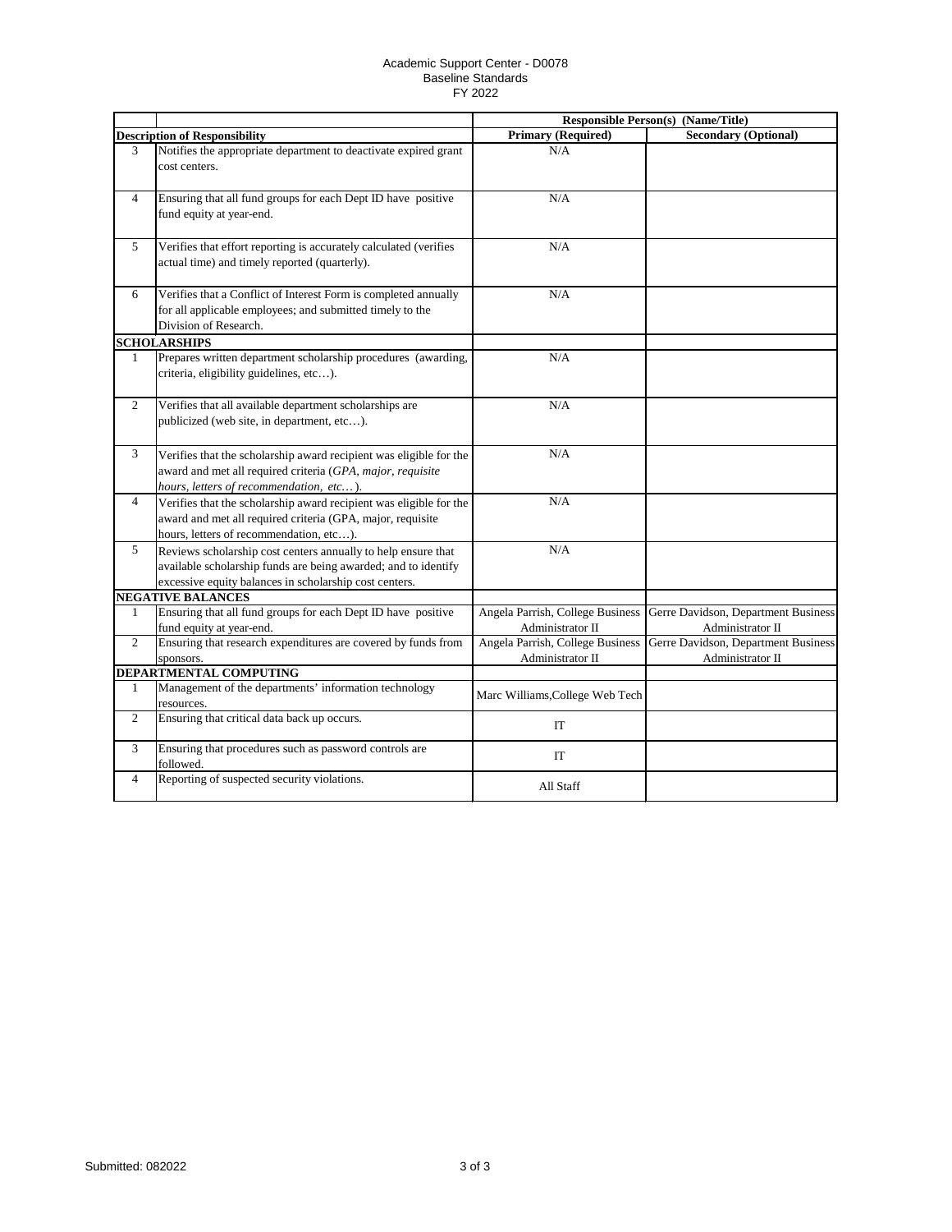Academic Support Center - D0078
Baseline Standards
FY 2022

| | | Responsible Person(s) (Name/Title) | |
|---|---|---|---|
| **Description of Responsibility** | | **Primary (Required)** | **Secondary (Optional)** |
| 3 | Notifies the appropriate department to deactivate expired grant cost centers. | N/A | |
| 4 | Ensuring that all fund groups for each Dept ID have positive fund equity at year-end. | N/A | |
| 5 | Verifies that effort reporting is accurately calculated (verifies actual time) and timely reported (quarterly). | N/A | |
| 6 | Verifies that a Conflict of Interest Form is completed annually for all applicable employees; and submitted timely to the Division of Research. | N/A | |
| **SCHOLARSHIPS** | | | |
| 1 | Prepares written department scholarship procedures (awarding, criteria, eligibility guidelines, etc…). | N/A | |
| 2 | Verifies that all available department scholarships are publicized (web site, in department, etc…). | N/A | |
| 3 | Verifies that the scholarship award recipient was eligible for the award and met all required criteria (*GPA, major, requisite hours, letters of recommendation, etc…*). | N/A | |
| 4 | Verifies that the scholarship award recipient was eligible for the award and met all required criteria (GPA, major, requisite hours, letters of recommendation, etc…). | N/A | |
| 5 | Reviews scholarship cost centers annually to help ensure that available scholarship funds are being awarded; and to identify excessive equity balances in scholarship cost centers. | N/A | |
| **NEGATIVE BALANCES** | | | |
| 1 | Ensuring that all fund groups for each Dept ID have positive fund equity at year-end. | Angela Parrish, College Business Administrator II | Gerre Davidson, Department Business Administrator II |
| 2 | Ensuring that research expenditures are covered by funds from sponsors. | Angela Parrish, College Business Administrator II | Gerre Davidson, Department Business Administrator II |
| **DEPARTMENTAL COMPUTING** | | | |
| 1 | Management of the departments' information technology resources. | Marc Williams,College Web Tech | |
| 2 | Ensuring that critical data back up occurs. | IT | |
| 3 | Ensuring that procedures such as password controls are followed. | IT | |
| 4 | Reporting of suspected security violations. | All Staff | |

Submitted: 082022